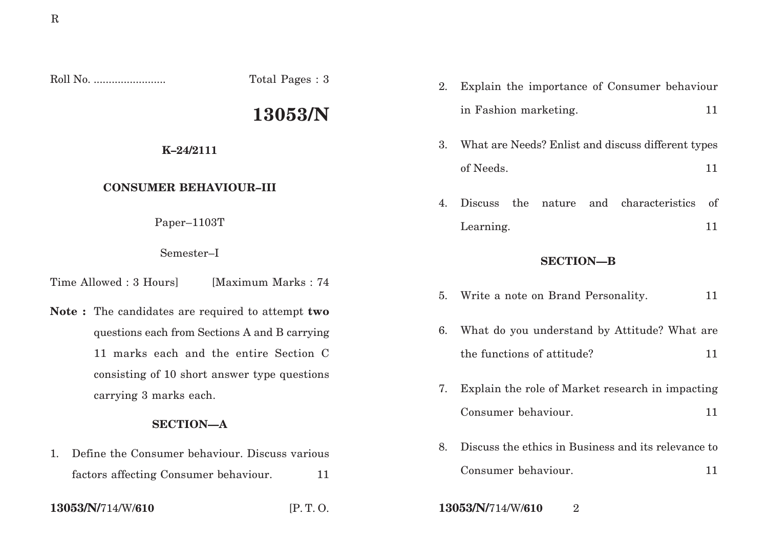R

Roll No. ........................ Total Pages : 3

# 13053/N

**K–24/2111**

**CONSUMER BEHAVIOUR–III**

Paper–1103T

Semester–I

Time Allowed : 3 Hours] [Maximum Marks : 74

**Note :** The candidates are required to attempt **two** questions each from Sections A and B carrying 11 marks each and the entire Section C consisting of 10 short answer type questions carrying 3 marks each.

## SECTION—A

1. Define the Consumer behaviour. Discuss various factors affecting Consumer behaviour. 11

2. Explain the importance of Consumer behaviour in Fashion marketing. 11

3. What are Needs? Enlist and discuss different types of Needs. 11

4. Discuss the nature and characteristics of Learning. 11

## SECTION—B

5. Write a note on Brand Personality. 11

6. What do you understand by Attitude? What are the functions of attitude? 11

7. Explain the role of Market research in impacting Consumer behaviour. 11

8. Discuss the ethics in Business and its relevance to Consumer behaviour. 11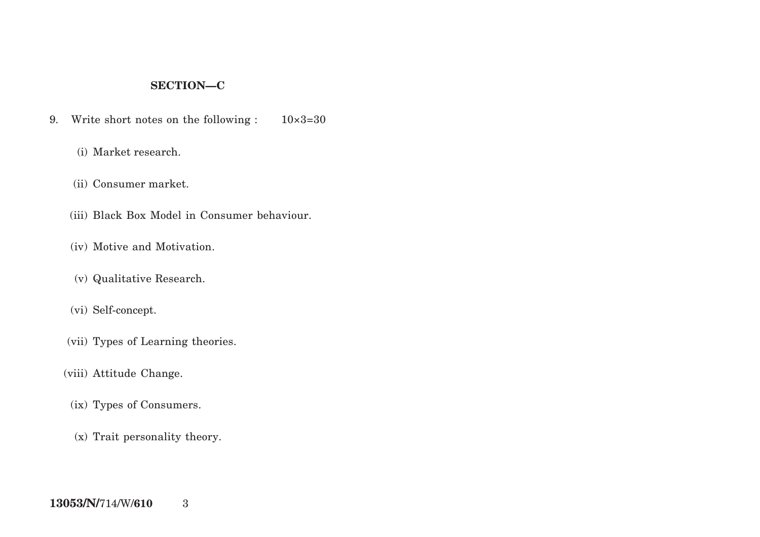## SECTION—C

9. Write short notes on the following : 10×3=30

(i) Market research.

(ii) Consumer market.

(iii) Black Box Model in Consumer behaviour.

(iv) Motive and Motivation.

(v) Qualitative Research.

(vi) Self-concept.

(vii) Types of Learning theories.

(viii) Attitude Change.

(ix) Types of Consumers.

(x) Trait personality theory.

**13053/N/**714/W/**610**